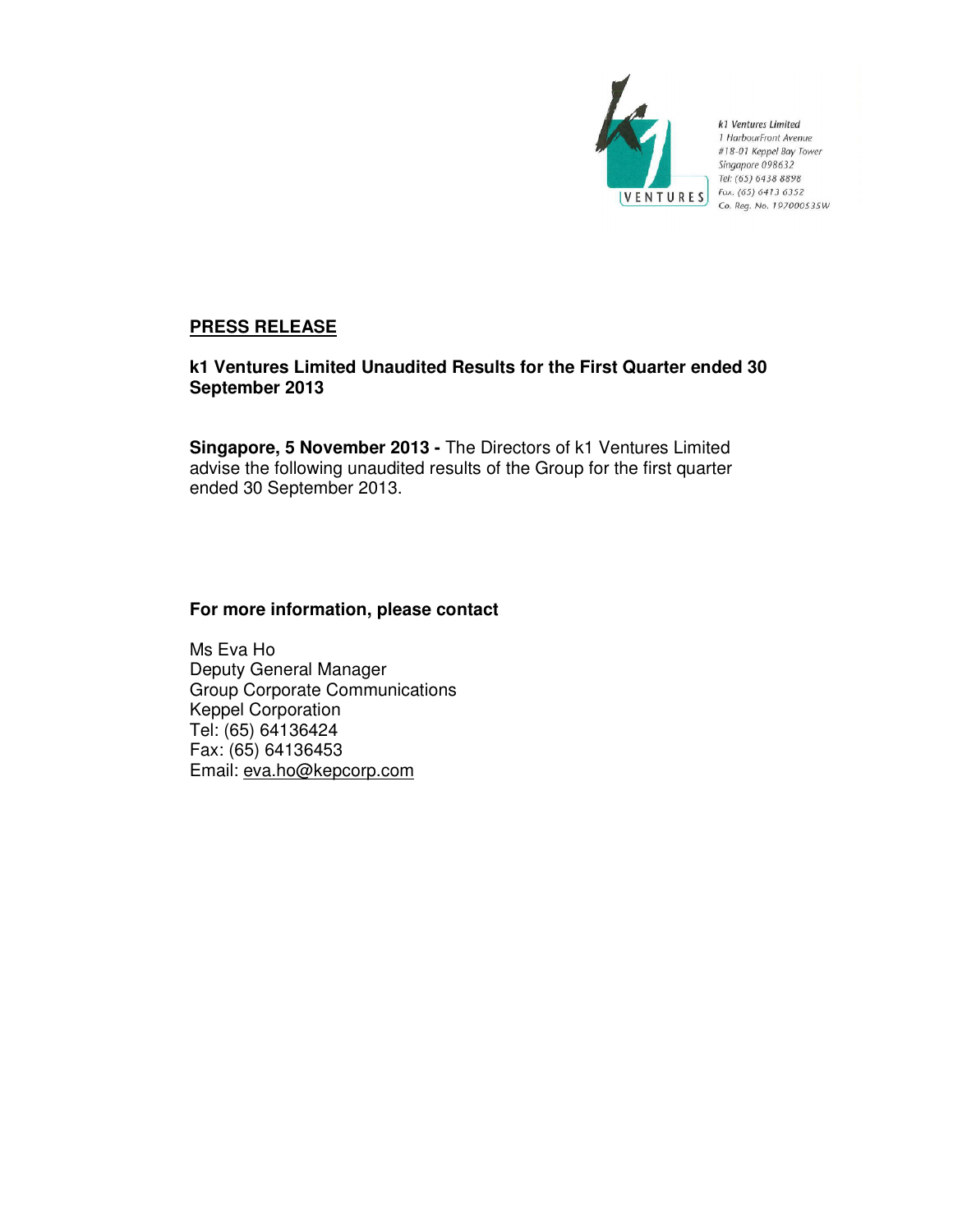k1 Ventures Limited
1 HarbourFront Avenue
#18-01 Keppel Bay Tower
Singapore 098632
Tel: (65) 6438 8898
Fax: (65) 6413 6352
Co. Reg. No. 197000535W

## PRESS RELEASE

**k1 Ventures Limited Unaudited Results for the First Quarter ended 30 September 2013**

**Singapore, 5 November 2013 -** The Directors of k1 Ventures Limited advise the following unaudited results of the Group for the first quarter ended 30 September 2013.

**For more information, please contact**

Ms Eva Ho
Deputy General Manager
Group Corporate Communications
Keppel Corporation
Tel: (65) 64136424
Fax: (65) 64136453
Email: eva.ho@kepcorp.com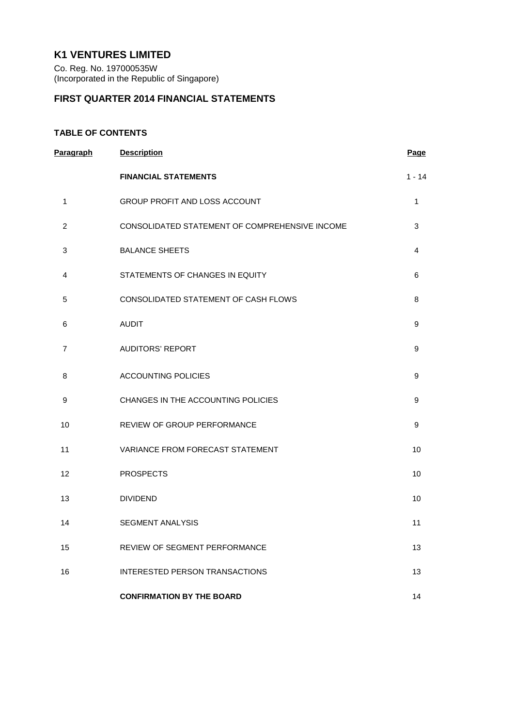# K1 VENTURES LIMITED

Co. Reg. No. 197000535W
(Incorporated in the Republic of Singapore)

## FIRST QUARTER 2014 FINANCIAL STATEMENTS

### TABLE OF CONTENTS

| Paragraph | Description | Page |
|---|---|---|
| | **FINANCIAL STATEMENTS** | 1 - 14 |
| 1 | GROUP PROFIT AND LOSS ACCOUNT | 1 |
| 2 | CONSOLIDATED STATEMENT OF COMPREHENSIVE INCOME | 3 |
| 3 | BALANCE SHEETS | 4 |
| 4 | STATEMENTS OF CHANGES IN EQUITY | 6 |
| 5 | CONSOLIDATED STATEMENT OF CASH FLOWS | 8 |
| 6 | AUDIT | 9 |
| 7 | AUDITORS' REPORT | 9 |
| 8 | ACCOUNTING POLICIES | 9 |
| 9 | CHANGES IN THE ACCOUNTING POLICIES | 9 |
| 10 | REVIEW OF GROUP PERFORMANCE | 9 |
| 11 | VARIANCE FROM FORECAST STATEMENT | 10 |
| 12 | PROSPECTS | 10 |
| 13 | DIVIDEND | 10 |
| 14 | SEGMENT ANALYSIS | 11 |
| 15 | REVIEW OF SEGMENT PERFORMANCE | 13 |
| 16 | INTERESTED PERSON TRANSACTIONS | 13 |
| | **CONFIRMATION BY THE BOARD** | 14 |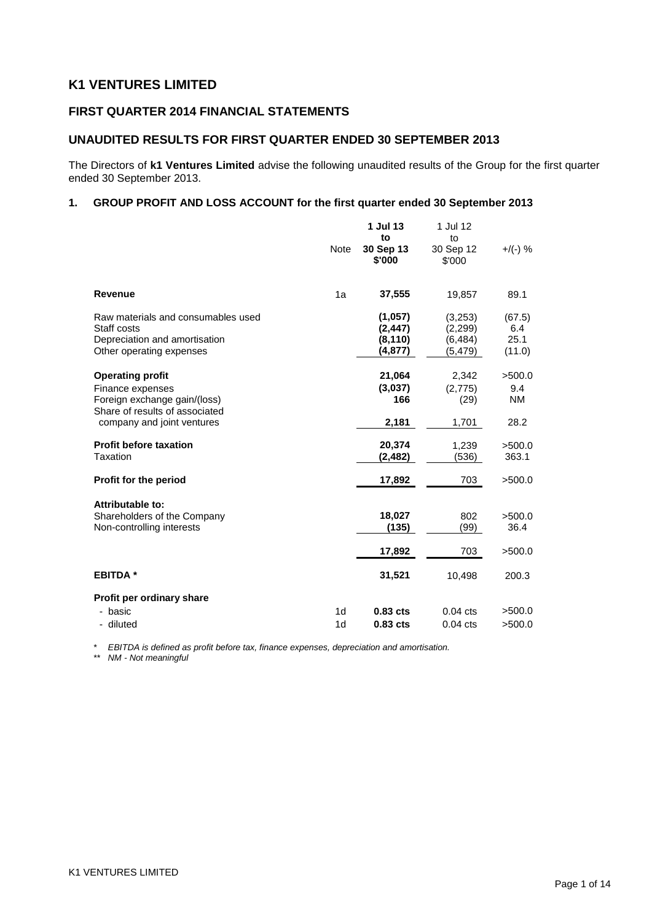# K1 VENTURES LIMITED

## FIRST QUARTER 2014 FINANCIAL STATEMENTS

## UNAUDITED RESULTS FOR FIRST QUARTER ENDED 30 SEPTEMBER 2013

The Directors of **k1 Ventures Limited** advise the following unaudited results of the Group for the first quarter ended 30 September 2013.

### 1. GROUP PROFIT AND LOSS ACCOUNT for the first quarter ended 30 September 2013

| | Note | **1 Jul 13 to 30 Sep 13 $'000** | 1 Jul 12 to 30 Sep 12 $'000 | +/(-) % |
|---|---|---|---|---|
| **Revenue** | 1a | **37,555** | 19,857 | 89.1 |
| Raw materials and consumables used | | **(1,057)** | (3,253) | (67.5) |
| Staff costs | | **(2,447)** | (2,299) | 6.4 |
| Depreciation and amortisation | | **(8,110)** | (6,484) | 25.1 |
| Other operating expenses | | **(4,877)** | (5,479) | (11.0) |
| **Operating profit** | | **21,064** | 2,342 | >500.0 |
| Finance expenses | | **(3,037)** | (2,775) | 9.4 |
| Foreign exchange gain/(loss) | | **166** | (29) | NM |
| Share of results of associated company and joint ventures | | **2,181** | 1,701 | 28.2 |
| **Profit before taxation** | | **20,374** | 1,239 | >500.0 |
| Taxation | | **(2,482)** | (536) | 363.1 |
| **Profit for the period** | | **17,892** | 703 | >500.0 |
| **Attributable to:** | | | | |
| Shareholders of the Company | | **18,027** | 802 | >500.0 |
| Non-controlling interests | | **(135)** | (99) | 36.4 |
| | | **17,892** | 703 | >500.0 |
| **EBITDA \*** | | **31,521** | 10,498 | 200.3 |
| **Profit per ordinary share** | | | | |
| - basic | 1d | **0.83 cts** | 0.04 cts | >500.0 |
| - diluted | 1d | **0.83 cts** | 0.04 cts | >500.0 |

\* *EBITDA is defined as profit before tax, finance expenses, depreciation and amortisation.*

\*\* *NM - Not meaningful*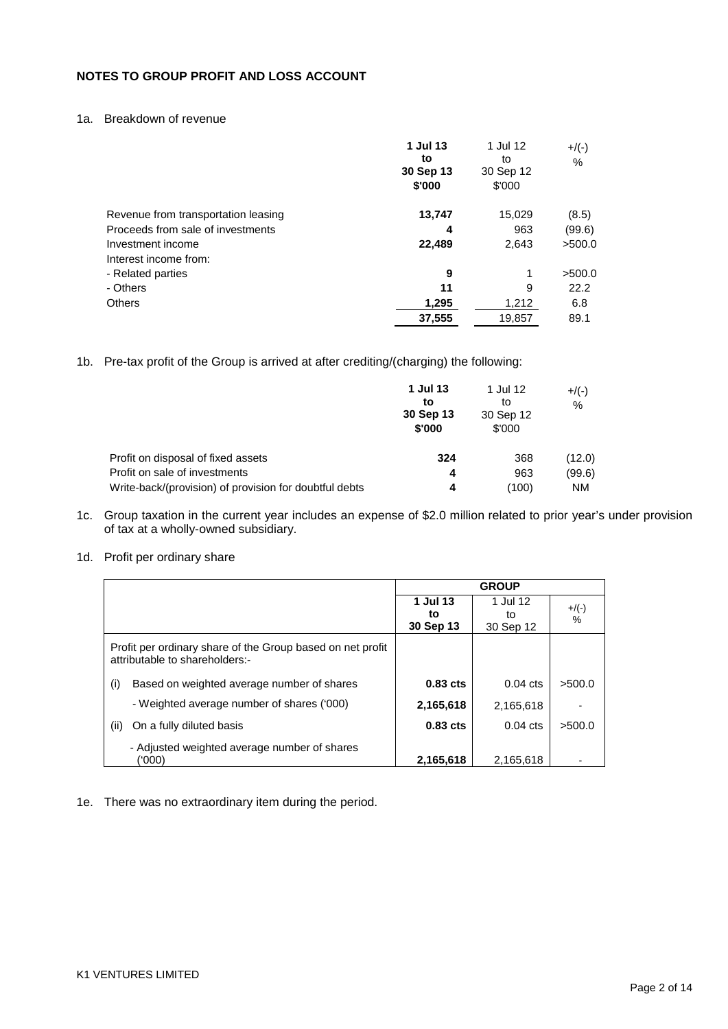## NOTES TO GROUP PROFIT AND LOSS ACCOUNT

1a. Breakdown of revenue

| | **1 Jul 13 to 30 Sep 13 $'000** | 1 Jul 12 to 30 Sep 12 $'000 | +/(-) % |
|---|---|---|---|
| Revenue from transportation leasing | **13,747** | 15,029 | (8.5) |
| Proceeds from sale of investments | **4** | 963 | (99.6) |
| Investment income | **22,489** | 2,643 | >500.0 |
| Interest income from: | | | |
| - Related parties | **9** | 1 | >500.0 |
| - Others | **11** | 9 | 22.2 |
| Others | **1,295** | 1,212 | 6.8 |
| | **37,555** | 19,857 | 89.1 |

1b. Pre-tax profit of the Group is arrived at after crediting/(charging) the following:

| | **1 Jul 13 to 30 Sep 13 $'000** | 1 Jul 12 to 30 Sep 12 $'000 | +/(-) % |
|---|---|---|---|
| Profit on disposal of fixed assets | **324** | 368 | (12.0) |
| Profit on sale of investments | **4** | 963 | (99.6) |
| Write-back/(provision) of provision for doubtful debts | **4** | (100) | NM |

1c. Group taxation in the current year includes an expense of $2.0 million related to prior year's under provision of tax at a wholly-owned subsidiary.

1d. Profit per ordinary share

| | **GROUP** | | |
|---|---|---|---|
| | **1 Jul 13 to 30 Sep 13** | 1 Jul 12 to 30 Sep 12 | +/(-) % |
| Profit per ordinary share of the Group based on net profit attributable to shareholders:- | | | |
| (i) Based on weighted average number of shares | **0.83 cts** | 0.04 cts | >500.0 |
| - Weighted average number of shares ('000) | **2,165,618** | 2,165,618 | - |
| (ii) On a fully diluted basis | **0.83 cts** | 0.04 cts | >500.0 |
| - Adjusted weighted average number of shares ('000) | **2,165,618** | 2,165,618 | - |

1e. There was no extraordinary item during the period.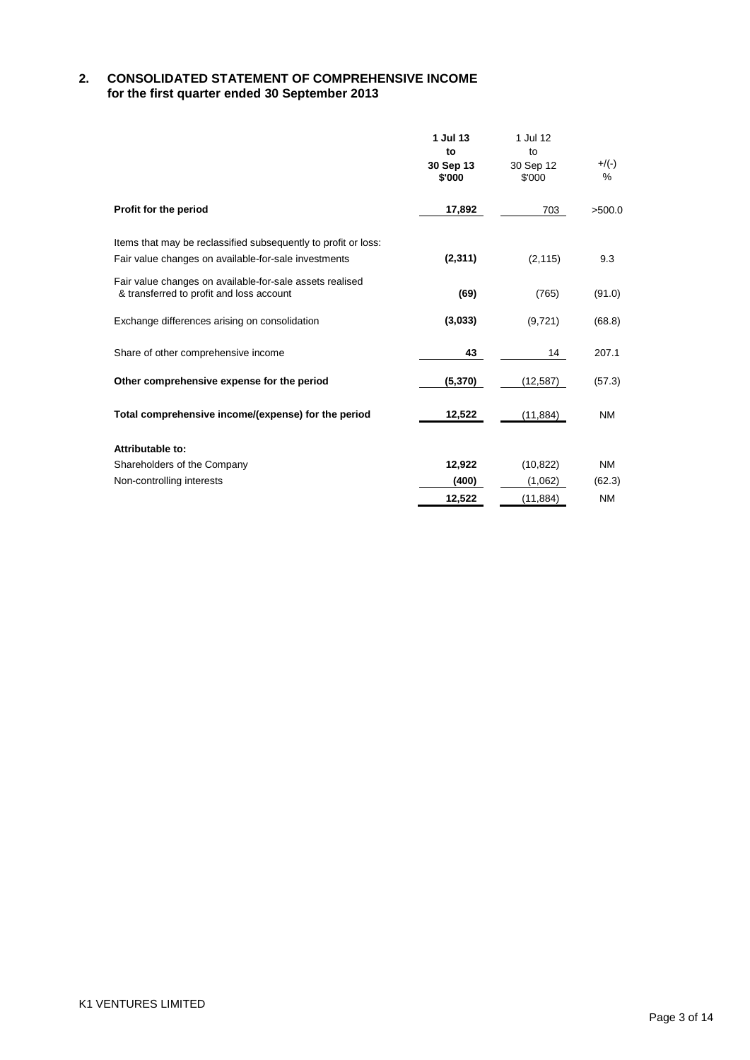## 2. CONSOLIDATED STATEMENT OF COMPREHENSIVE INCOME
**for the first quarter ended 30 September 2013**

| | **1 Jul 13 to 30 Sep 13 $'000** | 1 Jul 12 to 30 Sep 12 $'000 | +/(-) % |
|---|---|---|---|
| **Profit for the period** | **17,892** | 703 | >500.0 |
| Items that may be reclassified subsequently to profit or loss: | | | |
| Fair value changes on available-for-sale investments | **(2,311)** | (2,115) | 9.3 |
| Fair value changes on available-for-sale assets realised & transferred to profit and loss account | **(69)** | (765) | (91.0) |
| Exchange differences arising on consolidation | **(3,033)** | (9,721) | (68.8) |
| Share of other comprehensive income | **43** | 14 | 207.1 |
| **Other comprehensive expense for the period** | **(5,370)** | (12,587) | (57.3) |
| **Total comprehensive income/(expense) for the period** | **12,522** | (11,884) | NM |
| **Attributable to:** | | | |
| Shareholders of the Company | **12,922** | (10,822) | NM |
| Non-controlling interests | **(400)** | (1,062) | (62.3) |
| | **12,522** | (11,884) | NM |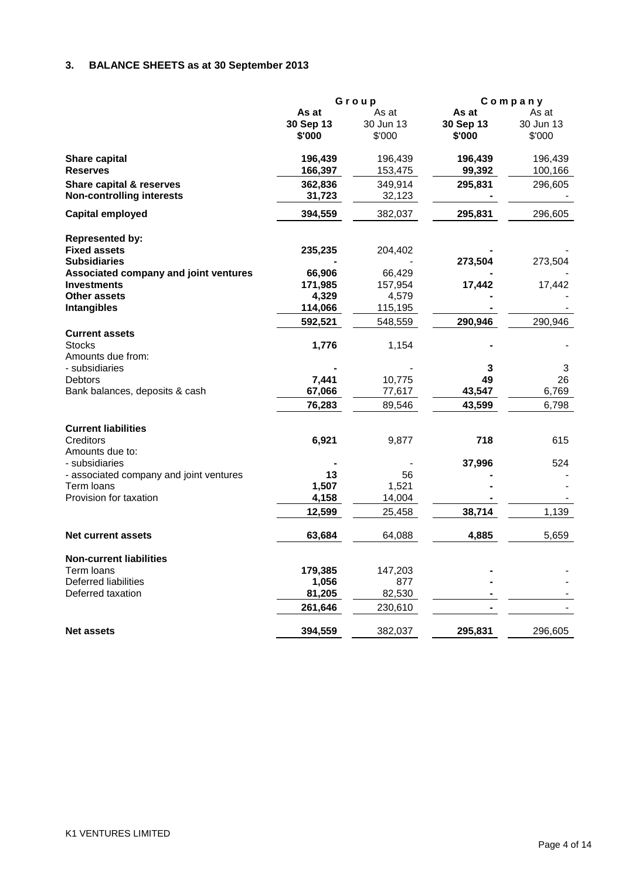## 3. BALANCE SHEETS as at 30 September 2013

| | Group | | Company | |
|---|---|---|---|---|
| | **As at 30 Sep 13 $'000** | As at 30 Jun 13 $'000 | **As at 30 Sep 13 $'000** | As at 30 Jun 13 $'000 |
| **Share capital** | **196,439** | 196,439 | **196,439** | 196,439 |
| **Reserves** | **166,397** | 153,475 | **99,392** | 100,166 |
| **Share capital & reserves** | **362,836** | 349,914 | **295,831** | 296,605 |
| **Non-controlling interests** | **31,723** | 32,123 | **-** | - |
| **Capital employed** | **394,559** | 382,037 | **295,831** | 296,605 |
| **Represented by:** | | | | |
| **Fixed assets** | **235,235** | 204,402 | **-** | - |
| **Subsidiaries** | **-** | - | **273,504** | 273,504 |
| **Associated company and joint ventures** | **66,906** | 66,429 | **-** | - |
| **Investments** | **171,985** | 157,954 | **17,442** | 17,442 |
| **Other assets** | **4,329** | 4,579 | **-** | - |
| **Intangibles** | **114,066** | 115,195 | **-** | - |
| | **592,521** | 548,559 | **290,946** | 290,946 |
| **Current assets** | | | | |
| Stocks | **1,776** | 1,154 | **-** | - |
| Amounts due from: | | | | |
| - subsidiaries | **-** | - | **3** | 3 |
| Debtors | **7,441** | 10,775 | **49** | 26 |
| Bank balances, deposits & cash | **67,066** | 77,617 | **43,547** | 6,769 |
| | **76,283** | 89,546 | **43,599** | 6,798 |
| **Current liabilities** | | | | |
| Creditors | **6,921** | 9,877 | **718** | 615 |
| Amounts due to: | | | | |
| - subsidiaries | **-** | - | **37,996** | 524 |
| - associated company and joint ventures | **13** | 56 | **-** | - |
| Term loans | **1,507** | 1,521 | **-** | - |
| Provision for taxation | **4,158** | 14,004 | **-** | - |
| | **12,599** | 25,458 | **38,714** | 1,139 |
| **Net current assets** | **63,684** | 64,088 | **4,885** | 5,659 |
| **Non-current liabilities** | | | | |
| Term loans | **179,385** | 147,203 | **-** | - |
| Deferred liabilities | **1,056** | 877 | **-** | - |
| Deferred taxation | **81,205** | 82,530 | **-** | - |
| | **261,646** | 230,610 | **-** | - |
| **Net assets** | **394,559** | 382,037 | **295,831** | 296,605 |

K1 VENTURES LIMITED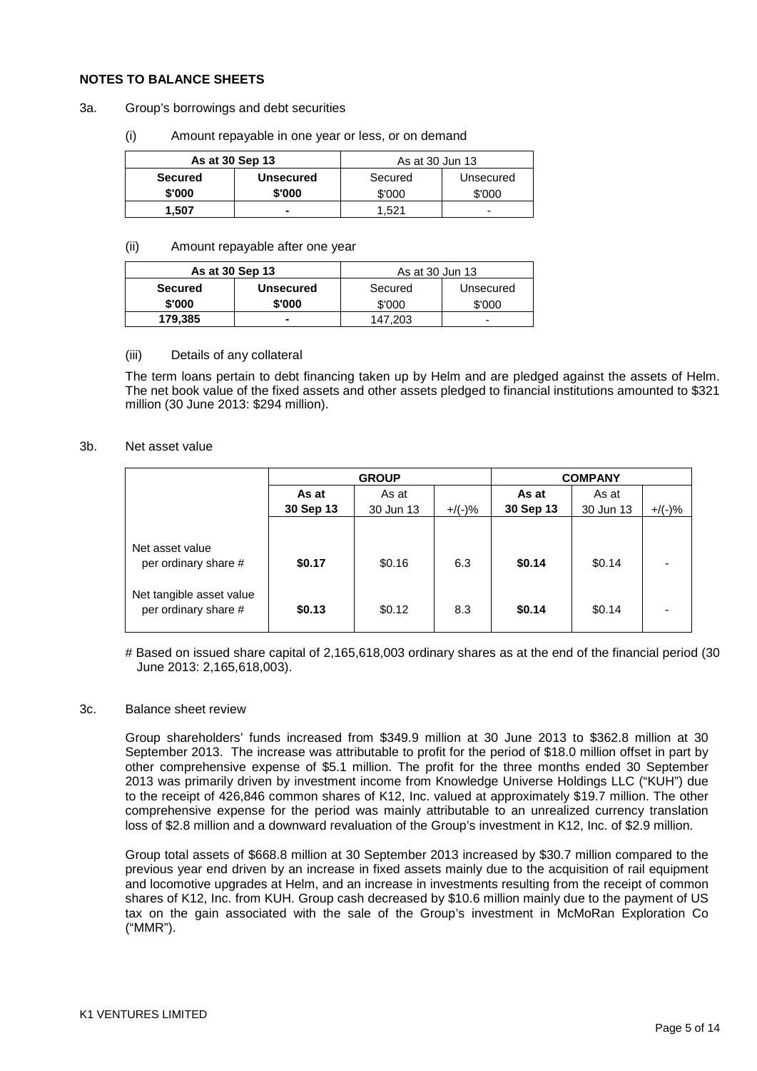## NOTES TO BALANCE SHEETS

3a. Group's borrowings and debt securities

(i) Amount repayable in one year or less, or on demand

| **As at 30 Sep 13** | | As at 30 Jun 13 | |
|---|---|---|---|
| **Secured** | **Unsecured** | Secured | Unsecured |
| **$'000** | **$'000** | $'000 | $'000 |
| **1,507** | **-** | 1,521 | - |

(ii) Amount repayable after one year

| **As at 30 Sep 13** | | As at 30 Jun 13 | |
|---|---|---|---|
| **Secured** | **Unsecured** | Secured | Unsecured |
| **$'000** | **$'000** | $'000 | $'000 |
| **179,385** | **-** | 147,203 | - |

(iii) Details of any collateral

The term loans pertain to debt financing taken up by Helm and are pledged against the assets of Helm. The net book value of the fixed assets and other assets pledged to financial institutions amounted to $321 million (30 June 2013: $294 million).

3b. Net asset value

| | **GROUP** | | | **COMPANY** | | |
|---|---|---|---|---|---|---|
| | **As at 30 Sep 13** | As at 30 Jun 13 | +/(-)% | **As at 30 Sep 13** | As at 30 Jun 13 | +/(-)% |
| Net asset value per ordinary share # | **$0.17** | $0.16 | 6.3 | **$0.14** | $0.14 | - |
| Net tangible asset value per ordinary share # | **$0.13** | $0.12 | 8.3 | **$0.14** | $0.14 | - |

# Based on issued share capital of 2,165,618,003 ordinary shares as at the end of the financial period (30 June 2013: 2,165,618,003).

3c. Balance sheet review

Group shareholders' funds increased from $349.9 million at 30 June 2013 to $362.8 million at 30 September 2013. The increase was attributable to profit for the period of $18.0 million offset in part by other comprehensive expense of $5.1 million. The profit for the three months ended 30 September 2013 was primarily driven by investment income from Knowledge Universe Holdings LLC ("KUH") due to the receipt of 426,846 common shares of K12, Inc. valued at approximately $19.7 million. The other comprehensive expense for the period was mainly attributable to an unrealized currency translation loss of $2.8 million and a downward revaluation of the Group's investment in K12, Inc. of $2.9 million.

Group total assets of $668.8 million at 30 September 2013 increased by $30.7 million compared to the previous year end driven by an increase in fixed assets mainly due to the acquisition of rail equipment and locomotive upgrades at Helm, and an increase in investments resulting from the receipt of common shares of K12, Inc. from KUH. Group cash decreased by $10.6 million mainly due to the payment of US tax on the gain associated with the sale of the Group's investment in McMoRan Exploration Co ("MMR").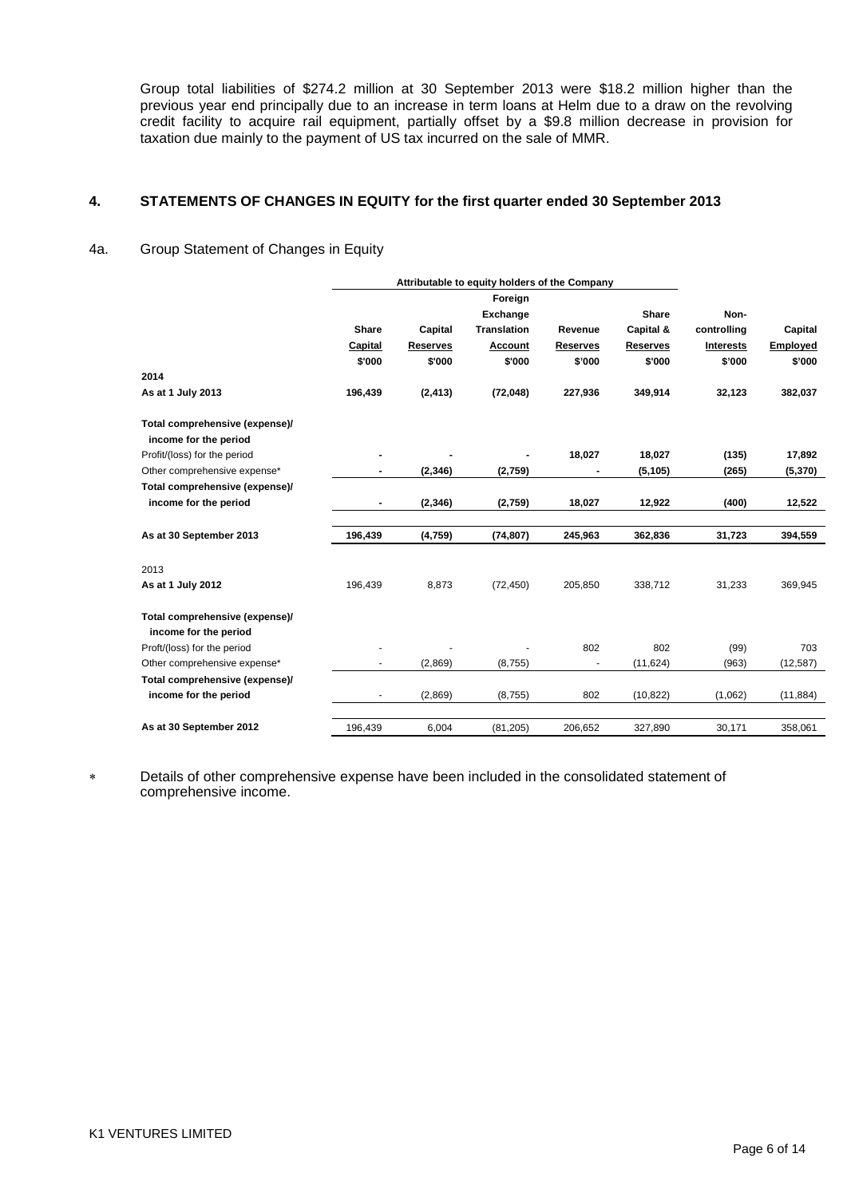Group total liabilities of $274.2 million at 30 September 2013 were $18.2 million higher than the previous year end principally due to an increase in term loans at Helm due to a draw on the revolving credit facility to acquire rail equipment, partially offset by a $9.8 million decrease in provision for taxation due mainly to the payment of US tax incurred on the sale of MMR.

## 4. STATEMENTS OF CHANGES IN EQUITY for the first quarter ended 30 September 2013

### 4a. Group Statement of Changes in Equity

| | Attributable to equity holders of the Company | | | | | | |
|---|---|---|---|---|---|---|---|
| | Share Capital $'000 | Capital Reserves $'000 | Foreign Exchange Translation Account $'000 | Revenue Reserves $'000 | Share Capital & Reserves $'000 | Non-controlling Interests $'000 | Capital Employed $'000 |
| **2014** | | | | | | | |
| **As at 1 July 2013** | **196,439** | **(2,413)** | **(72,048)** | **227,936** | **349,914** | **32,123** | **382,037** |
| **Total comprehensive (expense)/ income for the period** | | | | | | | |
| Profit/(loss) for the period | **-** | **-** | **-** | **18,027** | **18,027** | **(135)** | **17,892** |
| Other comprehensive expense* | **-** | **(2,346)** | **(2,759)** | **-** | **(5,105)** | **(265)** | **(5,370)** |
| **Total comprehensive (expense)/ income for the period** | **-** | **(2,346)** | **(2,759)** | **18,027** | **12,922** | **(400)** | **12,522** |
| **As at 30 September 2013** | **196,439** | **(4,759)** | **(74,807)** | **245,963** | **362,836** | **31,723** | **394,559** |
| 2013 | | | | | | | |
| **As at 1 July 2012** | 196,439 | 8,873 | (72,450) | 205,850 | 338,712 | 31,233 | 369,945 |
| **Total comprehensive (expense)/ income for the period** | | | | | | | |
| Proft/(loss) for the period | - | - | - | 802 | 802 | (99) | 703 |
| Other comprehensive expense* | - | (2,869) | (8,755) | - | (11,624) | (963) | (12,587) |
| **Total comprehensive (expense)/ income for the period** | - | (2,869) | (8,755) | 802 | (10,822) | (1,062) | (11,884) |
| **As at 30 September 2012** | 196,439 | 6,004 | (81,205) | 206,652 | 327,890 | 30,171 | 358,061 |

\* Details of other comprehensive expense have been included in the consolidated statement of comprehensive income.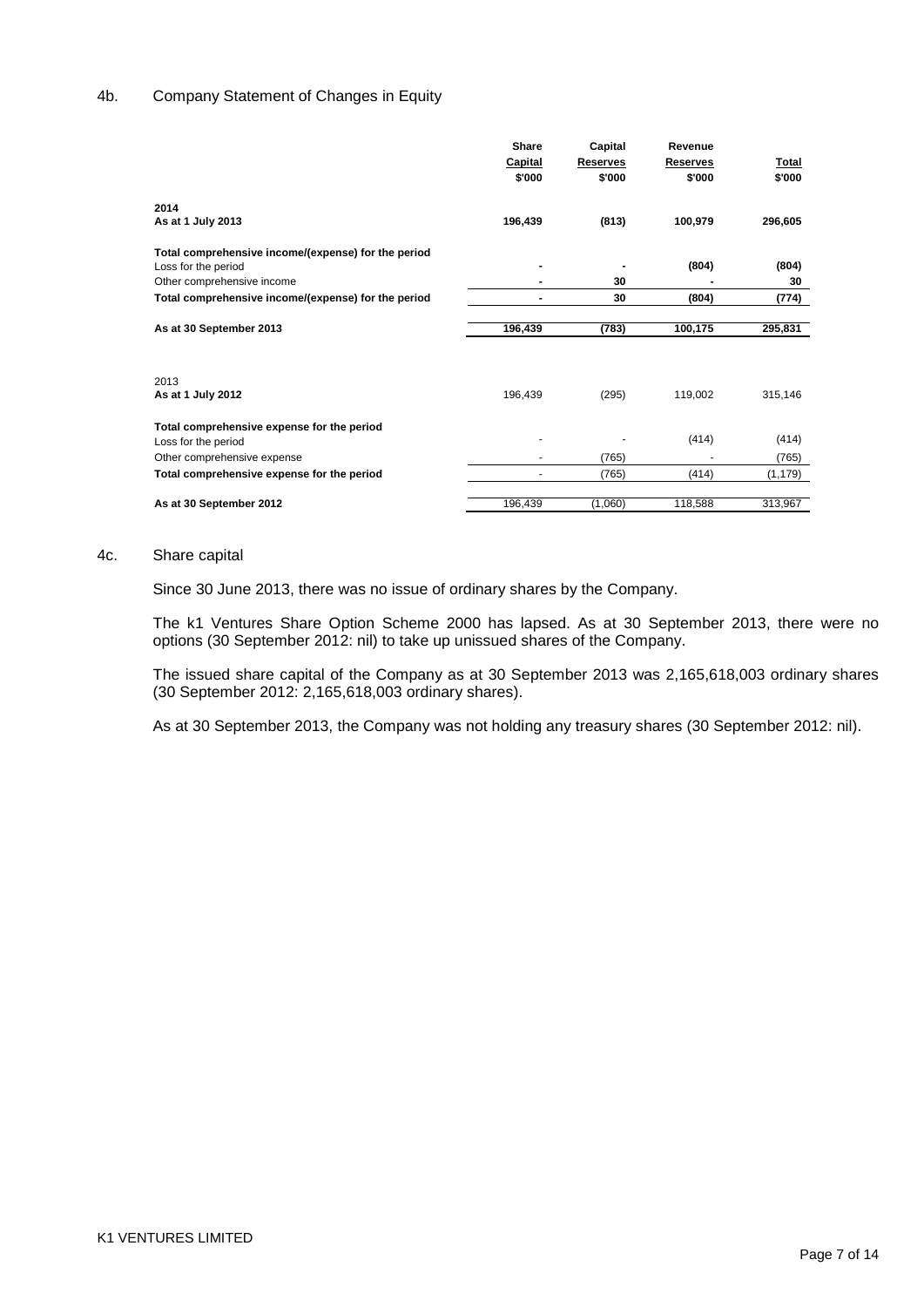## 4b. Company Statement of Changes in Equity

| | Share Capital $'000 | Capital Reserves $'000 | Revenue Reserves $'000 | Total $'000 |
|---|---|---|---|---|
| **2014** | | | | |
| **As at 1 July 2013** | **196,439** | **(813)** | **100,979** | **296,605** |
| **Total comprehensive income/(expense) for the period** | | | | |
| Loss for the period | **-** | **-** | **(804)** | **(804)** |
| Other comprehensive income | **-** | **30** | **-** | **30** |
| **Total comprehensive income/(expense) for the period** | **-** | **30** | **(804)** | **(774)** |
| **As at 30 September 2013** | **196,439** | **(783)** | **100,175** | **295,831** |
| 2013 | | | | |
| **As at 1 July 2012** | 196,439 | (295) | 119,002 | 315,146 |
| **Total comprehensive expense for the period** | | | | |
| Loss for the period | - | - | (414) | (414) |
| Other comprehensive expense | - | (765) | - | (765) |
| **Total comprehensive expense for the period** | - | (765) | (414) | (1,179) |
| **As at 30 September 2012** | 196,439 | (1,060) | 118,588 | 313,967 |

## 4c. Share capital

Since 30 June 2013, there was no issue of ordinary shares by the Company.

The k1 Ventures Share Option Scheme 2000 has lapsed. As at 30 September 2013, there were no options (30 September 2012: nil) to take up unissued shares of the Company.

The issued share capital of the Company as at 30 September 2013 was 2,165,618,003 ordinary shares (30 September 2012: 2,165,618,003 ordinary shares).

As at 30 September 2013, the Company was not holding any treasury shares (30 September 2012: nil).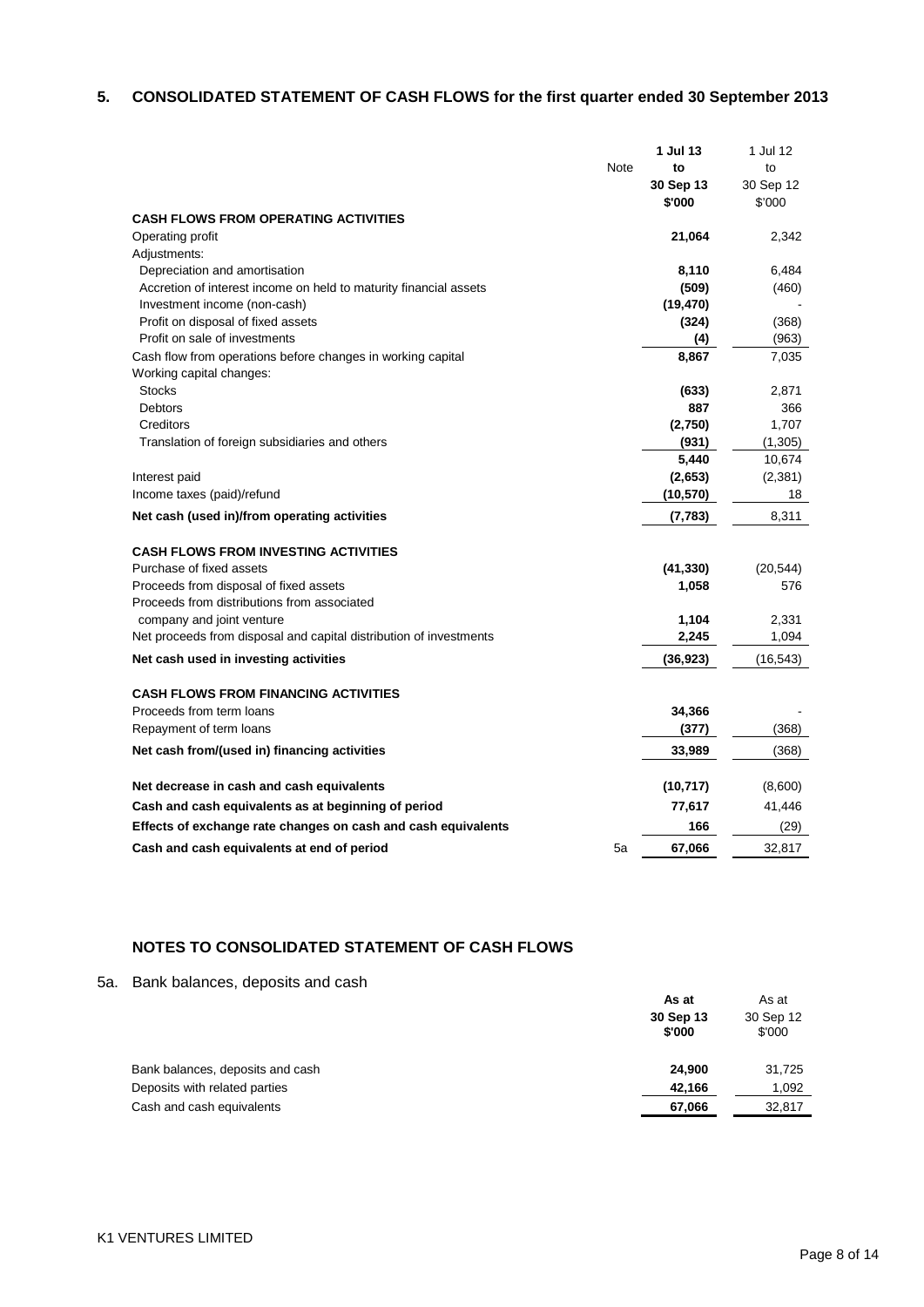## 5. CONSOLIDATED STATEMENT OF CASH FLOWS for the first quarter ended 30 September 2013

| | Note | **1 Jul 13 to 30 Sep 13 $'000** | 1 Jul 12 to 30 Sep 12 $'000 |
|---|---|---|---|
| **CASH FLOWS FROM OPERATING ACTIVITIES** | | | |
| Operating profit | | **21,064** | 2,342 |
| Adjustments: | | | |
| Depreciation and amortisation | | **8,110** | 6,484 |
| Accretion of interest income on held to maturity financial assets | | **(509)** | (460) |
| Investment income (non-cash) | | **(19,470)** | - |
| Profit on disposal of fixed assets | | **(324)** | (368) |
| Profit on sale of investments | | **(4)** | (963) |
| Cash flow from operations before changes in working capital | | **8,867** | 7,035 |
| Working capital changes: | | | |
| Stocks | | **(633)** | 2,871 |
| Debtors | | **887** | 366 |
| Creditors | | **(2,750)** | 1,707 |
| Translation of foreign subsidiaries and others | | **(931)** | (1,305) |
| | | **5,440** | 10,674 |
| Interest paid | | **(2,653)** | (2,381) |
| Income taxes (paid)/refund | | **(10,570)** | 18 |
| **Net cash (used in)/from operating activities** | | **(7,783)** | 8,311 |
| | | | |
| **CASH FLOWS FROM INVESTING ACTIVITIES** | | | |
| Purchase of fixed assets | | **(41,330)** | (20,544) |
| Proceeds from disposal of fixed assets | | **1,058** | 576 |
| Proceeds from distributions from associated company and joint venture | | **1,104** | 2,331 |
| Net proceeds from disposal and capital distribution of investments | | **2,245** | 1,094 |
| **Net cash used in investing activities** | | **(36,923)** | (16,543) |
| | | | |
| **CASH FLOWS FROM FINANCING ACTIVITIES** | | | |
| Proceeds from term loans | | **34,366** | - |
| Repayment of term loans | | **(377)** | (368) |
| **Net cash from/(used in) financing activities** | | **33,989** | (368) |
| | | | |
| **Net decrease in cash and cash equivalents** | | **(10,717)** | (8,600) |
| **Cash and cash equivalents as at beginning of period** | | **77,617** | 41,446 |
| **Effects of exchange rate changes on cash and cash equivalents** | | **166** | (29) |
| **Cash and cash equivalents at end of period** | 5a | **67,066** | 32,817 |

### NOTES TO CONSOLIDATED STATEMENT OF CASH FLOWS

5a. Bank balances, deposits and cash

| | **As at 30 Sep 13 $'000** | As at 30 Sep 12 $'000 |
|---|---|---|
| Bank balances, deposits and cash | **24,900** | 31,725 |
| Deposits with related parties | **42,166** | 1,092 |
| Cash and cash equivalents | **67,066** | 32,817 |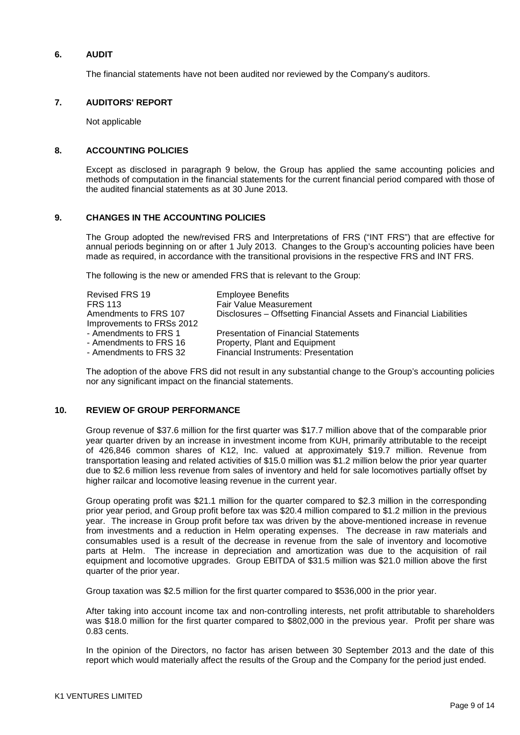## 6. AUDIT

The financial statements have not been audited nor reviewed by the Company's auditors.

## 7. AUDITORS' REPORT

Not applicable

## 8. ACCOUNTING POLICIES

Except as disclosed in paragraph 9 below, the Group has applied the same accounting policies and methods of computation in the financial statements for the current financial period compared with those of the audited financial statements as at 30 June 2013.

## 9. CHANGES IN THE ACCOUNTING POLICIES

The Group adopted the new/revised FRS and Interpretations of FRS ("INT FRS") that are effective for annual periods beginning on or after 1 July 2013. Changes to the Group's accounting policies have been made as required, in accordance with the transitional provisions in the respective FRS and INT FRS.

The following is the new or amended FRS that is relevant to the Group:

| | |
|---|---|
| Revised FRS 19 | Employee Benefits |
| FRS 113 | Fair Value Measurement |
| Amendments to FRS 107 | Disclosures – Offsetting Financial Assets and Financial Liabilities |
| Improvements to FRSs 2012 | |
| - Amendments to FRS 1 | Presentation of Financial Statements |
| - Amendments to FRS 16 | Property, Plant and Equipment |
| - Amendments to FRS 32 | Financial Instruments: Presentation |

The adoption of the above FRS did not result in any substantial change to the Group's accounting policies nor any significant impact on the financial statements.

## 10. REVIEW OF GROUP PERFORMANCE

Group revenue of $37.6 million for the first quarter was $17.7 million above that of the comparable prior year quarter driven by an increase in investment income from KUH, primarily attributable to the receipt of 426,846 common shares of K12, Inc. valued at approximately $19.7 million. Revenue from transportation leasing and related activities of $15.0 million was $1.2 million below the prior year quarter due to $2.6 million less revenue from sales of inventory and held for sale locomotives partially offset by higher railcar and locomotive leasing revenue in the current year.

Group operating profit was $21.1 million for the quarter compared to $2.3 million in the corresponding prior year period, and Group profit before tax was $20.4 million compared to $1.2 million in the previous year. The increase in Group profit before tax was driven by the above-mentioned increase in revenue from investments and a reduction in Helm operating expenses. The decrease in raw materials and consumables used is a result of the decrease in revenue from the sale of inventory and locomotive parts at Helm. The increase in depreciation and amortization was due to the acquisition of rail equipment and locomotive upgrades. Group EBITDA of $31.5 million was $21.0 million above the first quarter of the prior year.

Group taxation was $2.5 million for the first quarter compared to $536,000 in the prior year.

After taking into account income tax and non-controlling interests, net profit attributable to shareholders was $18.0 million for the first quarter compared to $802,000 in the previous year. Profit per share was 0.83 cents.

In the opinion of the Directors, no factor has arisen between 30 September 2013 and the date of this report which would materially affect the results of the Group and the Company for the period just ended.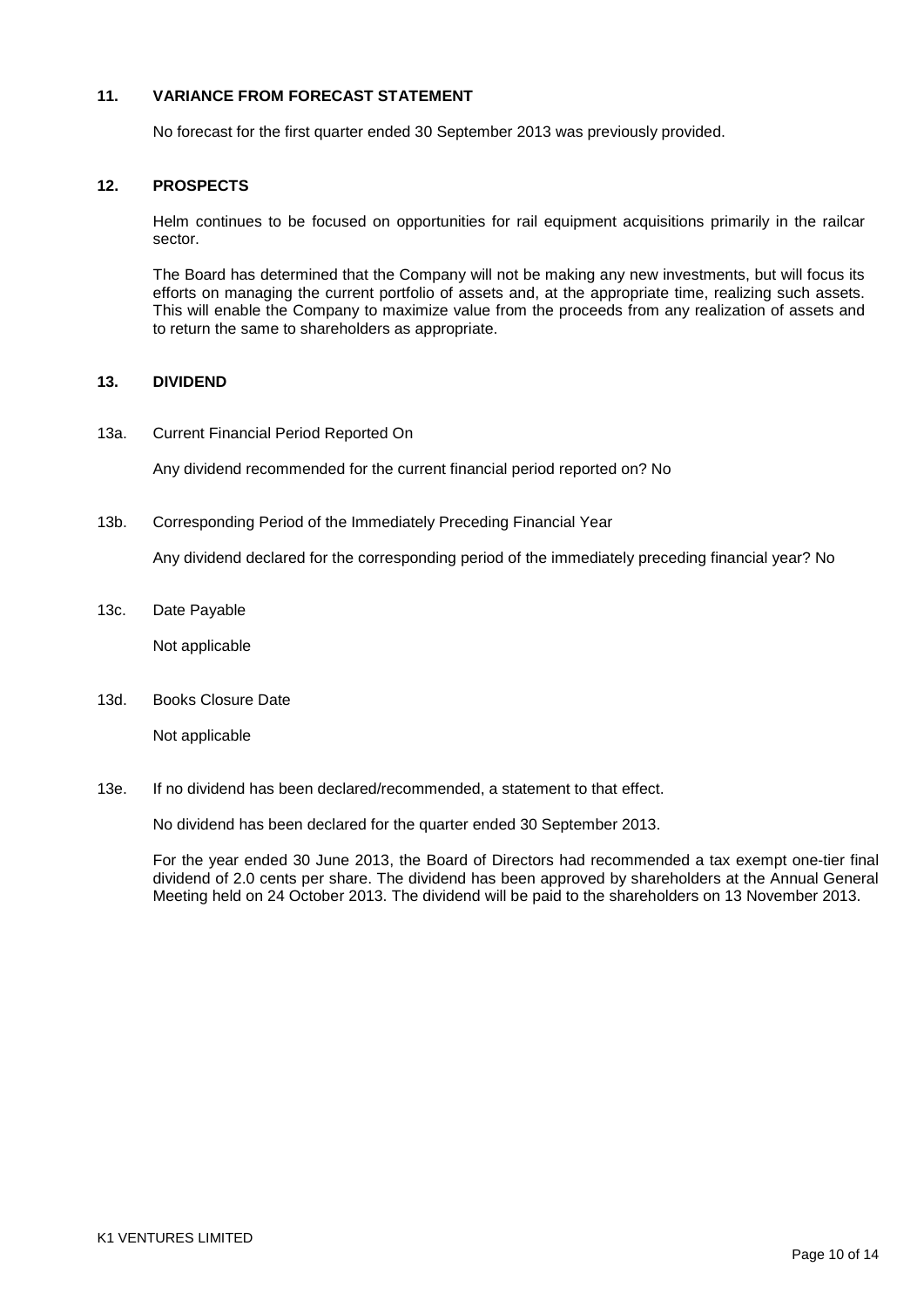## 11. VARIANCE FROM FORECAST STATEMENT

No forecast for the first quarter ended 30 September 2013 was previously provided.

## 12. PROSPECTS

Helm continues to be focused on opportunities for rail equipment acquisitions primarily in the railcar sector.

The Board has determined that the Company will not be making any new investments, but will focus its efforts on managing the current portfolio of assets and, at the appropriate time, realizing such assets. This will enable the Company to maximize value from the proceeds from any realization of assets and to return the same to shareholders as appropriate.

## 13. DIVIDEND

13a. Current Financial Period Reported On

Any dividend recommended for the current financial period reported on? No

13b. Corresponding Period of the Immediately Preceding Financial Year

Any dividend declared for the corresponding period of the immediately preceding financial year? No

13c. Date Payable

Not applicable

13d. Books Closure Date

Not applicable

13e. If no dividend has been declared/recommended, a statement to that effect.

No dividend has been declared for the quarter ended 30 September 2013.

For the year ended 30 June 2013, the Board of Directors had recommended a tax exempt one-tier final dividend of 2.0 cents per share. The dividend has been approved by shareholders at the Annual General Meeting held on 24 October 2013. The dividend will be paid to the shareholders on 13 November 2013.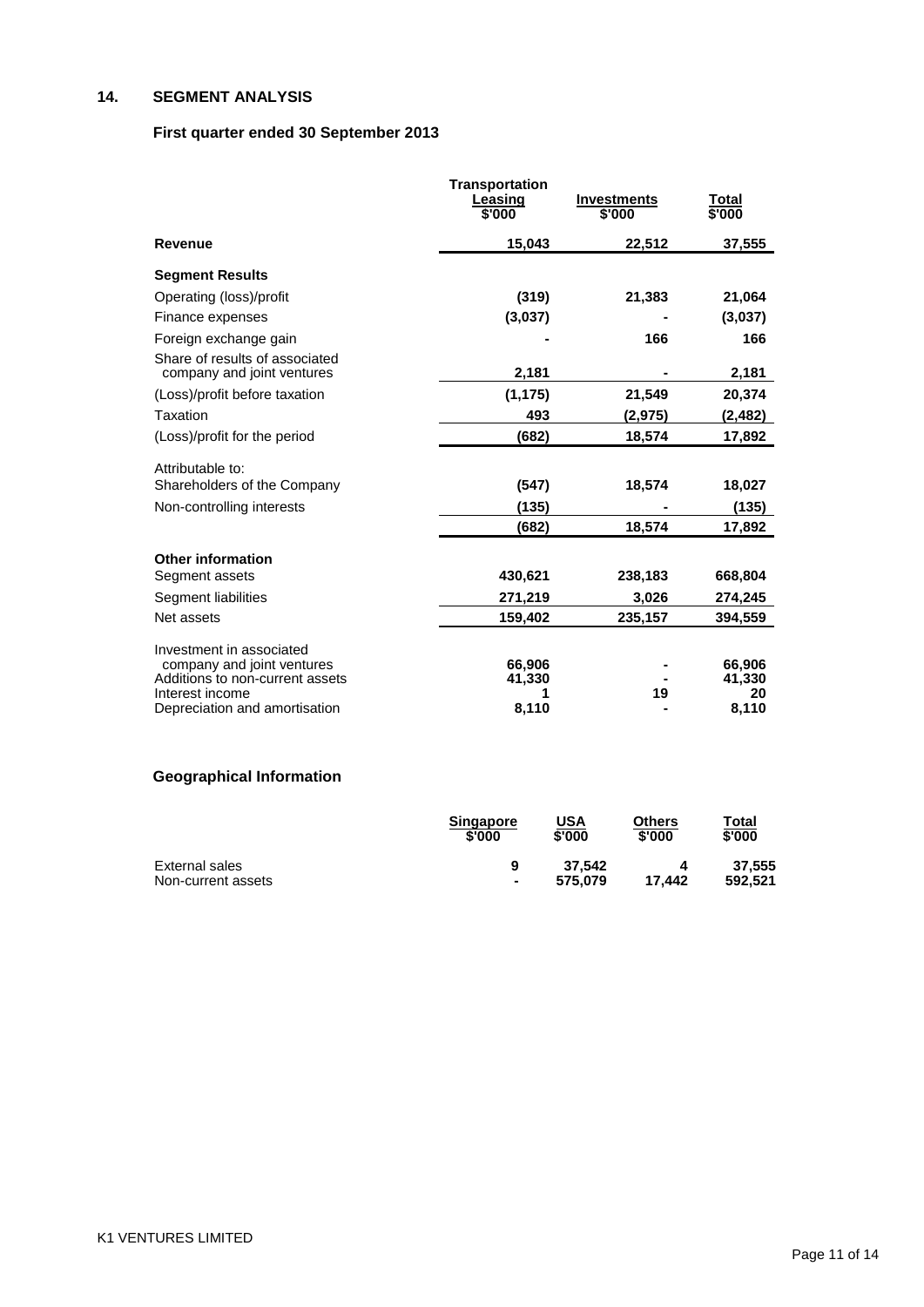## 14. SEGMENT ANALYSIS

### First quarter ended 30 September 2013

| | Transportation Leasing $'000 | Investments $'000 | Total $'000 |
|---|---|---|---|
| **Revenue** | **15,043** | **22,512** | **37,555** |
| **Segment Results** | | | |
| Operating (loss)/profit | **(319)** | **21,383** | **21,064** |
| Finance expenses | **(3,037)** | **-** | **(3,037)** |
| Foreign exchange gain | **-** | **166** | **166** |
| Share of results of associated company and joint ventures | **2,181** | **-** | **2,181** |
| (Loss)/profit before taxation | **(1,175)** | **21,549** | **20,374** |
| Taxation | **493** | **(2,975)** | **(2,482)** |
| (Loss)/profit for the period | **(682)** | **18,574** | **17,892** |
| Attributable to: | | | |
| Shareholders of the Company | **(547)** | **18,574** | **18,027** |
| Non-controlling interests | **(135)** | **-** | **(135)** |
| | **(682)** | **18,574** | **17,892** |
| **Other information** | | | |
| Segment assets | **430,621** | **238,183** | **668,804** |
| Segment liabilities | **271,219** | **3,026** | **274,245** |
| Net assets | **159,402** | **235,157** | **394,559** |
| Investment in associated company and joint ventures | **66,906** | **-** | **66,906** |
| Additions to non-current assets | **41,330** | **-** | **41,330** |
| Interest income | **1** | **19** | **20** |
| Depreciation and amortisation | **8,110** | **-** | **8,110** |

### Geographical Information

| | Singapore $'000 | USA $'000 | Others $'000 | Total $'000 |
|---|---|---|---|---|
| External sales | **9** | **37,542** | **4** | **37,555** |
| Non-current assets | **-** | **575,079** | **17,442** | **592,521** |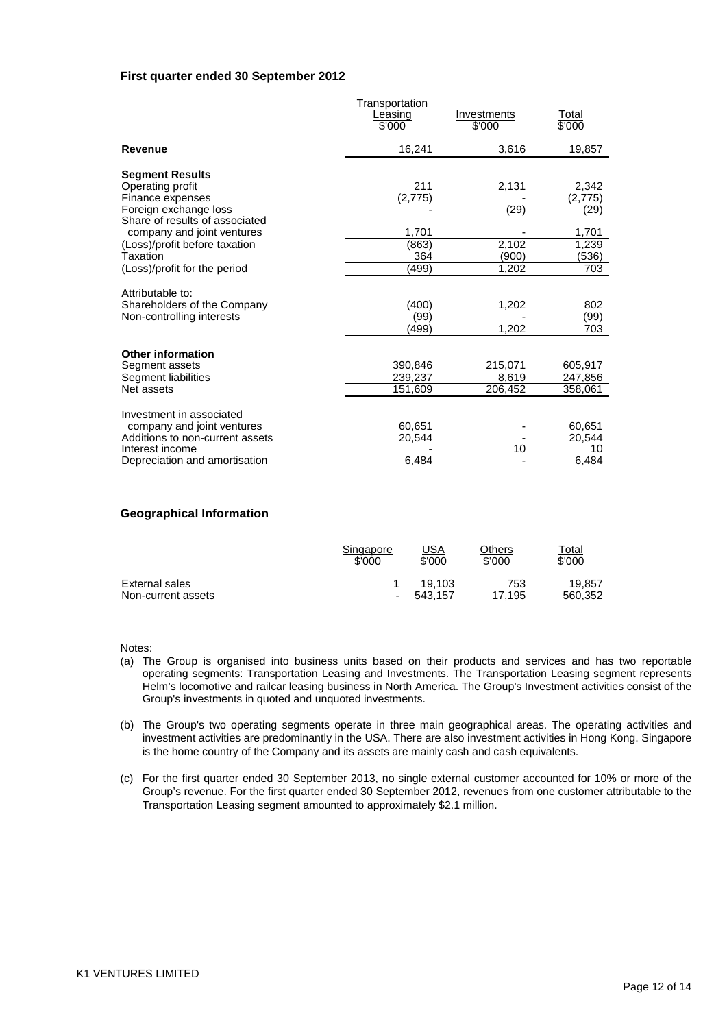### First quarter ended 30 September 2012

| | Transportation Leasing $'000 | Investments $'000 | Total $'000 |
|---|---|---|---|
| **Revenue** | 16,241 | 3,616 | 19,857 |
| **Segment Results** | | | |
| Operating profit | 211 | 2,131 | 2,342 |
| Finance expenses | (2,775) | - | (2,775) |
| Foreign exchange loss | - | (29) | (29) |
| Share of results of associated company and joint ventures | 1,701 | - | 1,701 |
| (Loss)/profit before taxation | (863) | 2,102 | 1,239 |
| Taxation | 364 | (900) | (536) |
| (Loss)/profit for the period | (499) | 1,202 | 703 |
| Attributable to: | | | |
| Shareholders of the Company | (400) | 1,202 | 802 |
| Non-controlling interests | (99) | - | (99) |
| | (499) | 1,202 | 703 |
| **Other information** | | | |
| Segment assets | 390,846 | 215,071 | 605,917 |
| Segment liabilities | 239,237 | 8,619 | 247,856 |
| Net assets | 151,609 | 206,452 | 358,061 |
| Investment in associated company and joint ventures | 60,651 | - | 60,651 |
| Additions to non-current assets | 20,544 | - | 20,544 |
| Interest income | - | 10 | 10 |
| Depreciation and amortisation | 6,484 | - | 6,484 |

### Geographical Information

| | Singapore $'000 | USA $'000 | Others $'000 | Total $'000 |
|---|---|---|---|---|
| External sales | 1 | 19,103 | 753 | 19,857 |
| Non-current assets | - | 543,157 | 17,195 | 560,352 |

Notes:

(a) The Group is organised into business units based on their products and services and has two reportable operating segments: Transportation Leasing and Investments. The Transportation Leasing segment represents Helm's locomotive and railcar leasing business in North America. The Group's Investment activities consist of the Group's investments in quoted and unquoted investments.

(b) The Group's two operating segments operate in three main geographical areas. The operating activities and investment activities are predominantly in the USA. There are also investment activities in Hong Kong. Singapore is the home country of the Company and its assets are mainly cash and cash equivalents.

(c) For the first quarter ended 30 September 2013, no single external customer accounted for 10% or more of the Group's revenue. For the first quarter ended 30 September 2012, revenues from one customer attributable to the Transportation Leasing segment amounted to approximately $2.1 million.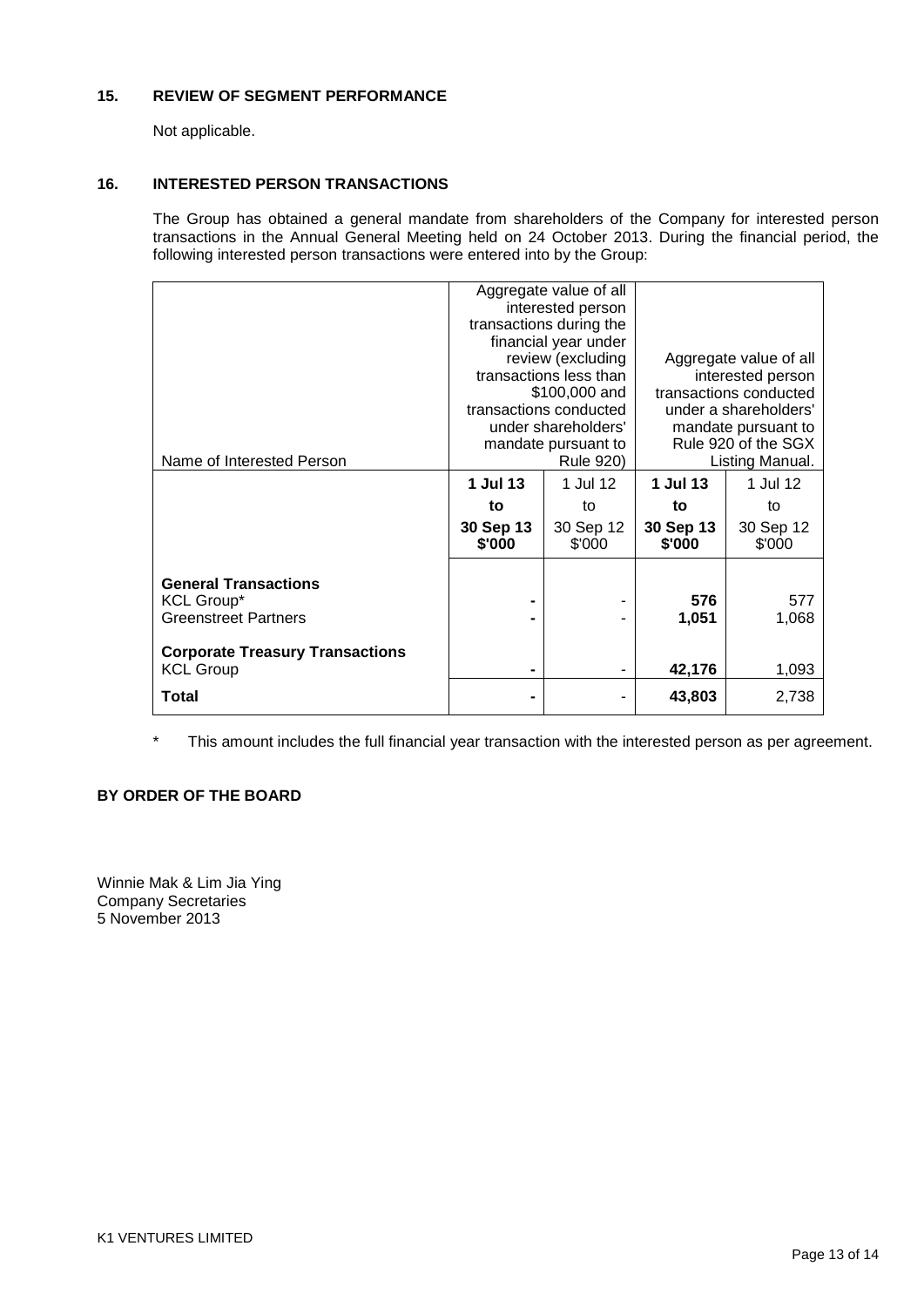## 15. REVIEW OF SEGMENT PERFORMANCE

Not applicable.

## 16. INTERESTED PERSON TRANSACTIONS

The Group has obtained a general mandate from shareholders of the Company for interested person transactions in the Annual General Meeting held on 24 October 2013. During the financial period, the following interested person transactions were entered into by the Group:

| Name of Interested Person | Aggregate value of all interested person transactions during the financial year under review (excluding transactions less than $100,000 and transactions conducted under shareholders' mandate pursuant to Rule 920) | | Aggregate value of all interested person transactions conducted under a shareholders' mandate pursuant to Rule 920 of the SGX Listing Manual. | |
|---|---|---|---|---|
| | **1 Jul 13 to 30 Sep 13 $'000** | 1 Jul 12 to 30 Sep 12 $'000 | **1 Jul 13 to 30 Sep 13 $'000** | 1 Jul 12 to 30 Sep 12 $'000 |
| **General Transactions** | | | | |
| KCL Group* | **-** | - | **576** | 577 |
| Greenstreet Partners | **-** | - | **1,051** | 1,068 |
| **Corporate Treasury Transactions** | | | | |
| KCL Group | **-** | - | **42,176** | 1,093 |
| **Total** | **-** | - | **43,803** | 2,738 |

\* This amount includes the full financial year transaction with the interested person as per agreement.

**BY ORDER OF THE BOARD**

Winnie Mak & Lim Jia Ying
Company Secretaries
5 November 2013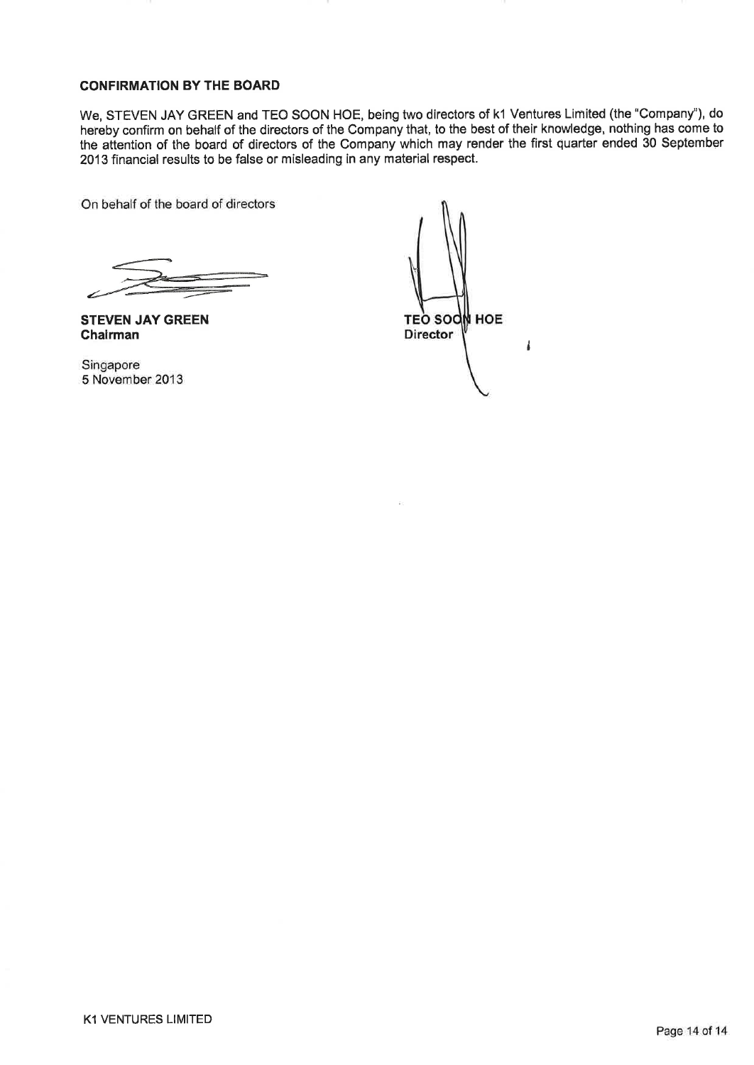**CONFIRMATION BY THE BOARD**

We, STEVEN JAY GREEN and TEO SOON HOE, being two directors of k1 Ventures Limited (the "Company"), do hereby confirm on behalf of the directors of the Company that, to the best of their knowledge, nothing has come to the attention of the board of directors of the Company which may render the first quarter ended 30 September 2013 financial results to be false or misleading in any material respect.

On behalf of the board of directors

**STEVEN JAY GREEN**
**Chairman**

**TEO SOON HOE**
**Director**

Singapore
5 November 2013